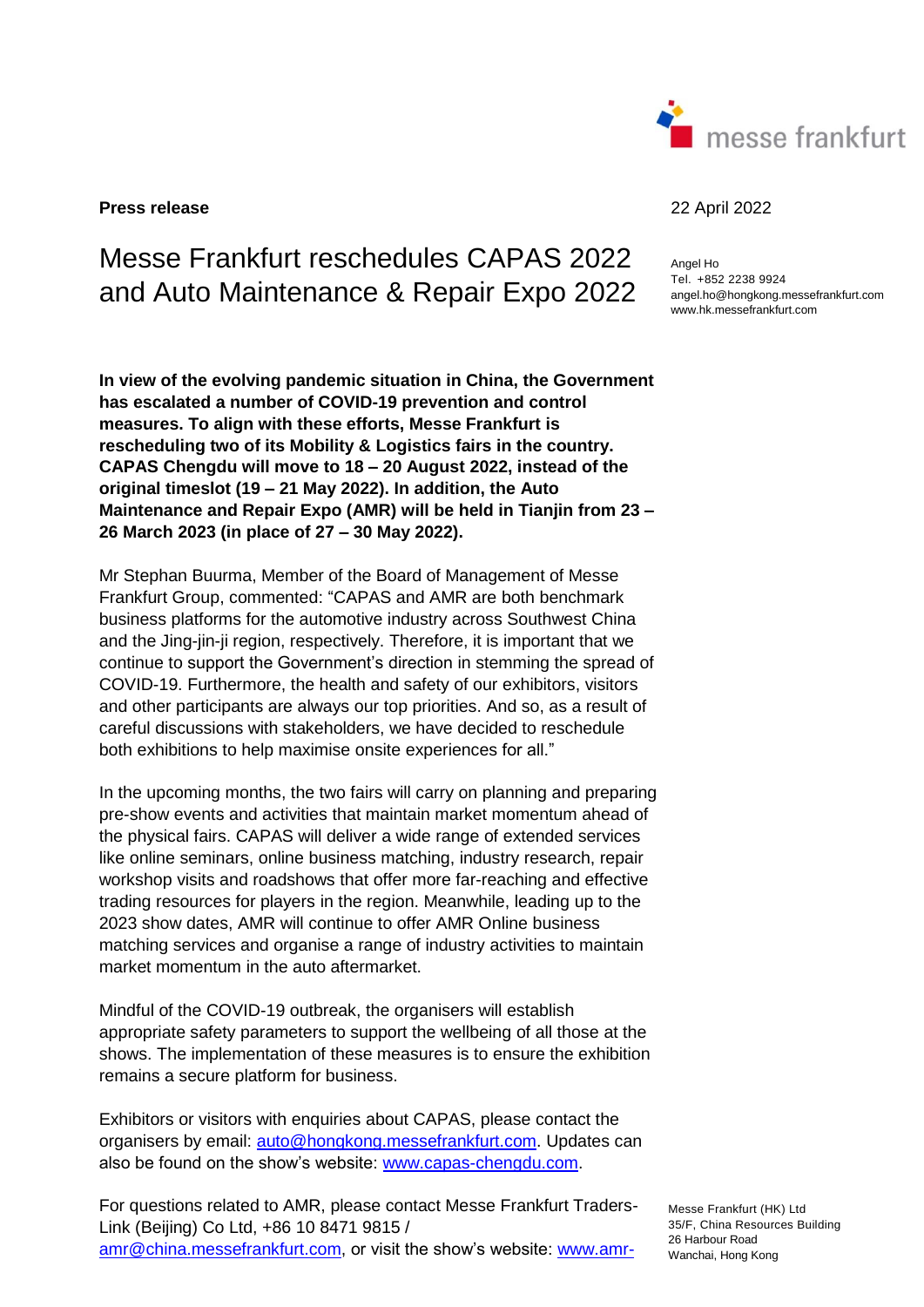**Press release**

22 April 2022

# Messe Frankfurt reschedules CAPAS 2022 and Auto Maintenance & Repair Expo 2022

Angel Ho
Tel. +852 2238 9924
angel.ho@hongkong.messefrankfurt.com
www.hk.messefrankfurt.com

**In view of the evolving pandemic situation in China, the Government has escalated a number of COVID-19 prevention and control measures. To align with these efforts, Messe Frankfurt is rescheduling two of its Mobility & Logistics fairs in the country. CAPAS Chengdu will move to 18 – 20 August 2022, instead of the original timeslot (19 – 21 May 2022). In addition, the Auto Maintenance and Repair Expo (AMR) will be held in Tianjin from 23 – 26 March 2023 (in place of 27 – 30 May 2022).**

Mr Stephan Buurma, Member of the Board of Management of Messe Frankfurt Group, commented: "CAPAS and AMR are both benchmark business platforms for the automotive industry across Southwest China and the Jing-jin-ji region, respectively. Therefore, it is important that we continue to support the Government's direction in stemming the spread of COVID-19. Furthermore, the health and safety of our exhibitors, visitors and other participants are always our top priorities. And so, as a result of careful discussions with stakeholders, we have decided to reschedule both exhibitions to help maximise onsite experiences for all."

In the upcoming months, the two fairs will carry on planning and preparing pre-show events and activities that maintain market momentum ahead of the physical fairs. CAPAS will deliver a wide range of extended services like online seminars, online business matching, industry research, repair workshop visits and roadshows that offer more far-reaching and effective trading resources for players in the region. Meanwhile, leading up to the 2023 show dates, AMR will continue to offer AMR Online business matching services and organise a range of industry activities to maintain market momentum in the auto aftermarket.

Mindful of the COVID-19 outbreak, the organisers will establish appropriate safety parameters to support the wellbeing of all those at the shows. The implementation of these measures is to ensure the exhibition remains a secure platform for business.

Exhibitors or visitors with enquiries about CAPAS, please contact the organisers by email: auto@hongkong.messefrankfurt.com. Updates can also be found on the show's website: www.capas-chengdu.com.

For questions related to AMR, please contact Messe Frankfurt Traders-Link (Beijing) Co Ltd, +86 10 8471 9815 / amr@china.messefrankfurt.com, or visit the show's website: www.amr-

Messe Frankfurt (HK) Ltd
35/F, China Resources Building
26 Harbour Road
Wanchai, Hong Kong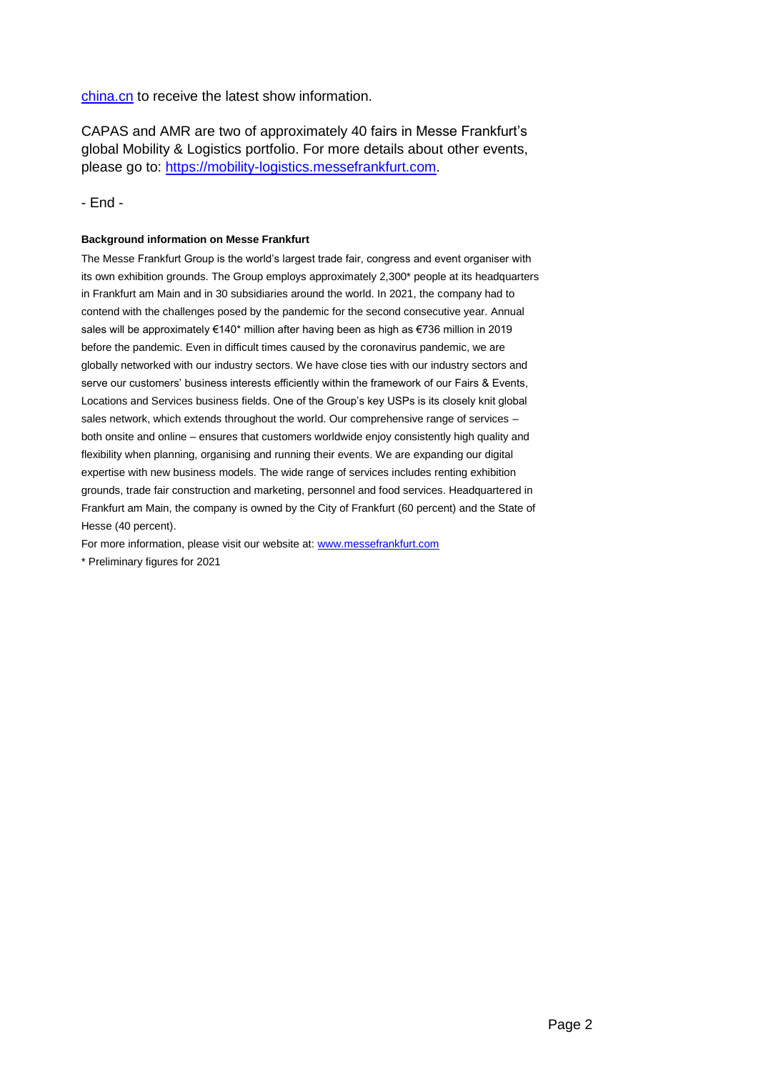china.cn to receive the latest show information.

CAPAS and AMR are two of approximately 40 fairs in Messe Frankfurt's global Mobility & Logistics portfolio. For more details about other events, please go to: https://mobility-logistics.messefrankfurt.com.

- End -

**Background information on Messe Frankfurt**

The Messe Frankfurt Group is the world's largest trade fair, congress and event organiser with its own exhibition grounds. The Group employs approximately 2,300* people at its headquarters in Frankfurt am Main and in 30 subsidiaries around the world. In 2021, the company had to contend with the challenges posed by the pandemic for the second consecutive year. Annual sales will be approximately €140* million after having been as high as €736 million in 2019 before the pandemic. Even in difficult times caused by the coronavirus pandemic, we are globally networked with our industry sectors. We have close ties with our industry sectors and serve our customers' business interests efficiently within the framework of our Fairs & Events, Locations and Services business fields. One of the Group's key USPs is its closely knit global sales network, which extends throughout the world. Our comprehensive range of services – both onsite and online – ensures that customers worldwide enjoy consistently high quality and flexibility when planning, organising and running their events. We are expanding our digital expertise with new business models. The wide range of services includes renting exhibition grounds, trade fair construction and marketing, personnel and food services. Headquartered in Frankfurt am Main, the company is owned by the City of Frankfurt (60 percent) and the State of Hesse (40 percent).

For more information, please visit our website at: www.messefrankfurt.com

* Preliminary figures for 2021